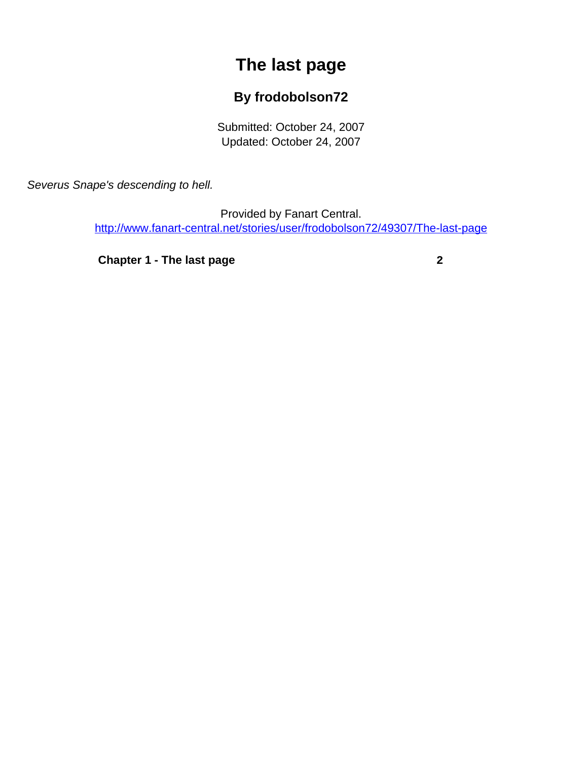# The last page

## By frodobolson72

Submitted: October 24, 2007
Updated: October 24, 2007

*Severus Snape's descending to hell.*

Provided by Fanart Central.
[http://www.fanart-central.net/stories/user/frodobolson72/49307/The-last-page](http://www.fanart-central.net/stories/user/frodobolson72/49307/The-last-page)

**Chapter 1 - The last page** **2**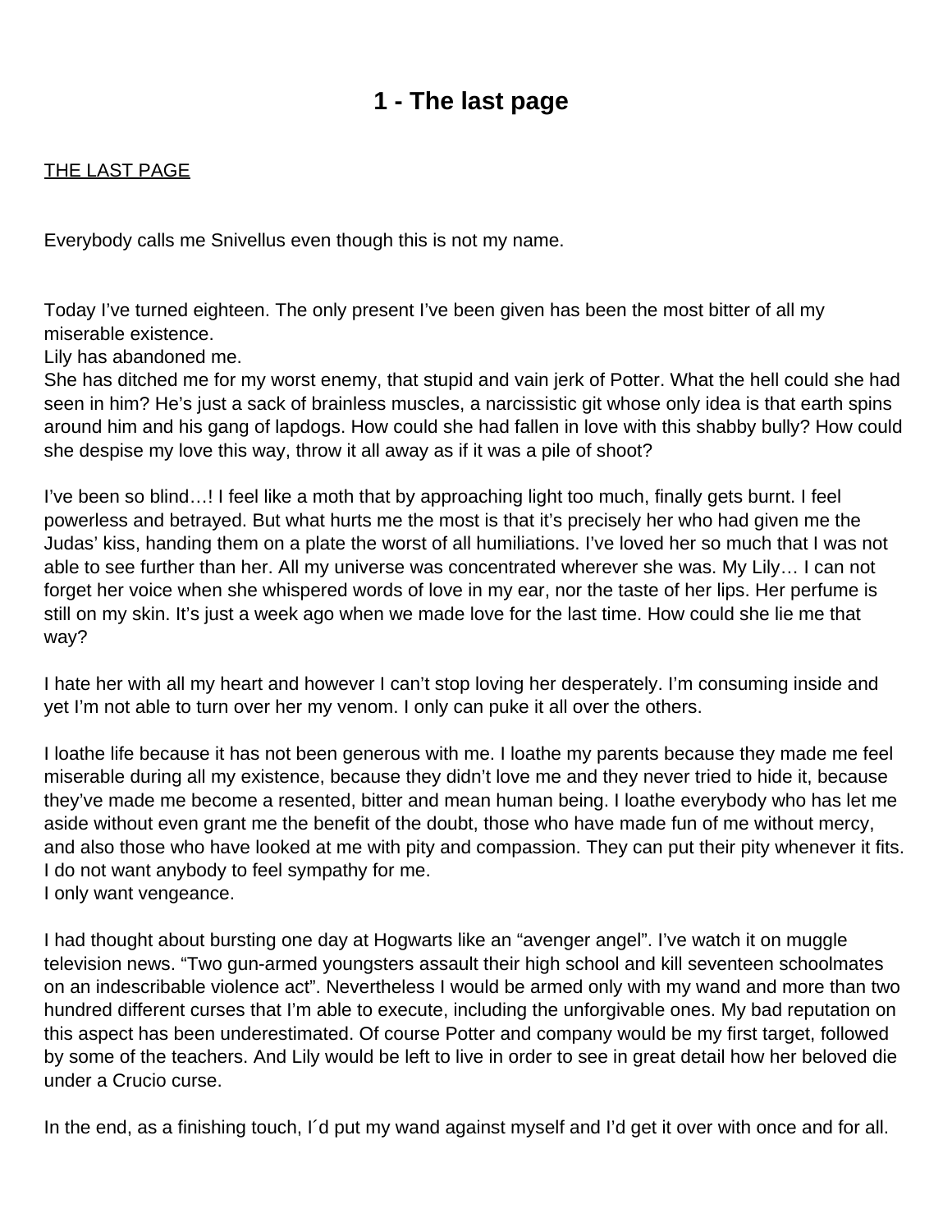# 1 - The last page

THE LAST PAGE

Everybody calls me Snivellus even though this is not my name.

Today I've turned eighteen. The only present I've been given has been the most bitter of all my miserable existence.
Lily has abandoned me.
She has ditched me for my worst enemy, that stupid and vain jerk of Potter. What the hell could she had seen in him? He's just a sack of brainless muscles, a narcissistic git whose only idea is that earth spins around him and his gang of lapdogs. How could she had fallen in love with this shabby bully? How could she despise my love this way, throw it all away as if it was a pile of shoot?

I've been so blind…! I feel like a moth that by approaching light too much, finally gets burnt. I feel powerless and betrayed. But what hurts me the most is that it's precisely her who had given me the Judas' kiss, handing them on a plate the worst of all humiliations. I've loved her so much that I was not able to see further than her. All my universe was concentrated wherever she was. My Lily… I can not forget her voice when she whispered words of love in my ear, nor the taste of her lips. Her perfume is still on my skin. It's just a week ago when we made love for the last time. How could she lie me that way?

I hate her with all my heart and however I can't stop loving her desperately. I'm consuming inside and yet I'm not able to turn over her my venom. I only can puke it all over the others.

I loathe life because it has not been generous with me. I loathe my parents because they made me feel miserable during all my existence, because they didn't love me and they never tried to hide it, because they've made me become a resented, bitter and mean human being. I loathe everybody who has let me aside without even grant me the benefit of the doubt, those who have made fun of me without mercy, and also those who have looked at me with pity and compassion. They can put their pity whenever it fits. I do not want anybody to feel sympathy for me.
I only want vengeance.

I had thought about bursting one day at Hogwarts like an "avenger angel". I've watch it on muggle television news. "Two gun-armed youngsters assault their high school and kill seventeen schoolmates on an indescribable violence act". Nevertheless I would be armed only with my wand and more than two hundred different curses that I'm able to execute, including the unforgivable ones. My bad reputation on this aspect has been underestimated. Of course Potter and company would be my first target, followed by some of the teachers. And Lily would be left to live in order to see in great detail how her beloved die under a Crucio curse.

In the end, as a finishing touch, I´d put my wand against myself and I'd get it over with once and for all.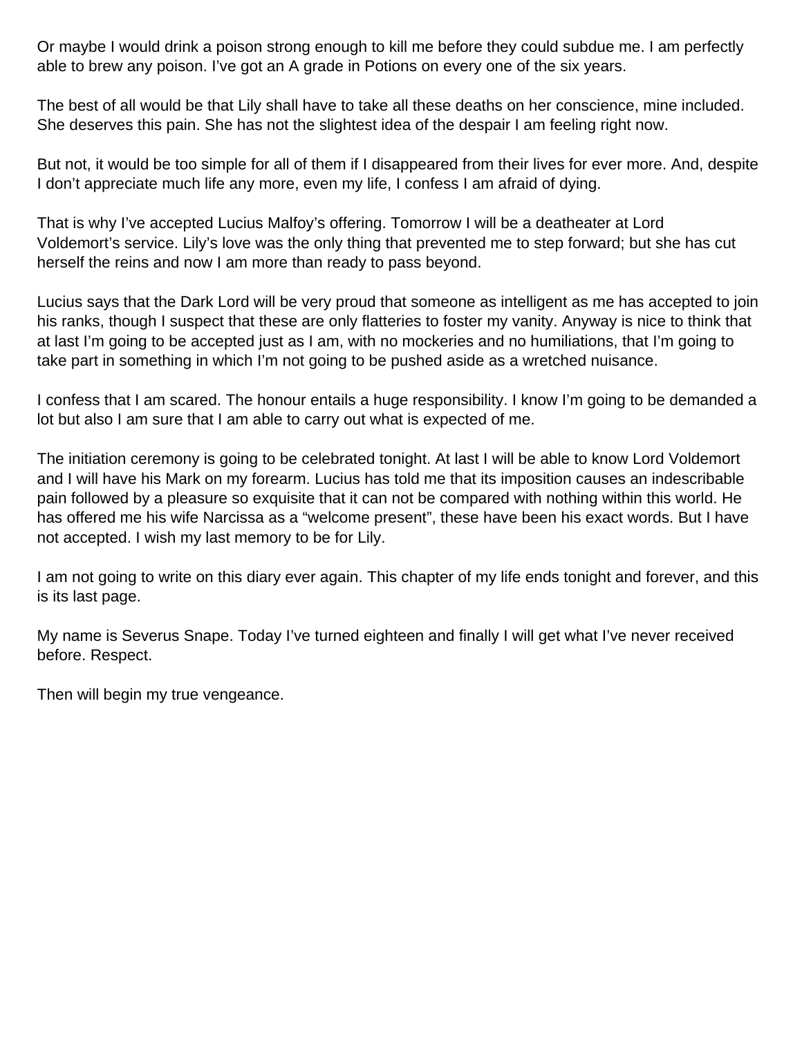Or maybe I would drink a poison strong enough to kill me before they could subdue me. I am perfectly able to brew any poison. I've got an A grade in Potions on every one of the six years.

The best of all would be that Lily shall have to take all these deaths on her conscience, mine included. She deserves this pain. She has not the slightest idea of the despair I am feeling right now.

But not, it would be too simple for all of them if I disappeared from their lives for ever more. And, despite I don't appreciate much life any more, even my life, I confess I am afraid of dying.

That is why I've accepted Lucius Malfoy's offering. Tomorrow I will be a deatheater at Lord Voldemort's service. Lily's love was the only thing that prevented me to step forward; but she has cut herself the reins and now I am more than ready to pass beyond.

Lucius says that the Dark Lord will be very proud that someone as intelligent as me has accepted to join his ranks, though I suspect that these are only flatteries to foster my vanity. Anyway is nice to think that at last I'm going to be accepted just as I am, with no mockeries and no humiliations, that I'm going to take part in something in which I'm not going to be pushed aside as a wretched nuisance.

I confess that I am scared. The honour entails a huge responsibility. I know I'm going to be demanded a lot but also I am sure that I am able to carry out what is expected of me.

The initiation ceremony is going to be celebrated tonight. At last I will be able to know Lord Voldemort and I will have his Mark on my forearm. Lucius has told me that its imposition causes an indescribable pain followed by a pleasure so exquisite that it can not be compared with nothing within this world. He has offered me his wife Narcissa as a "welcome present", these have been his exact words. But I have not accepted. I wish my last memory to be for Lily.

I am not going to write on this diary ever again. This chapter of my life ends tonight and forever, and this is its last page.

My name is Severus Snape. Today I've turned eighteen and finally I will get what I've never received before. Respect.

Then will begin my true vengeance.